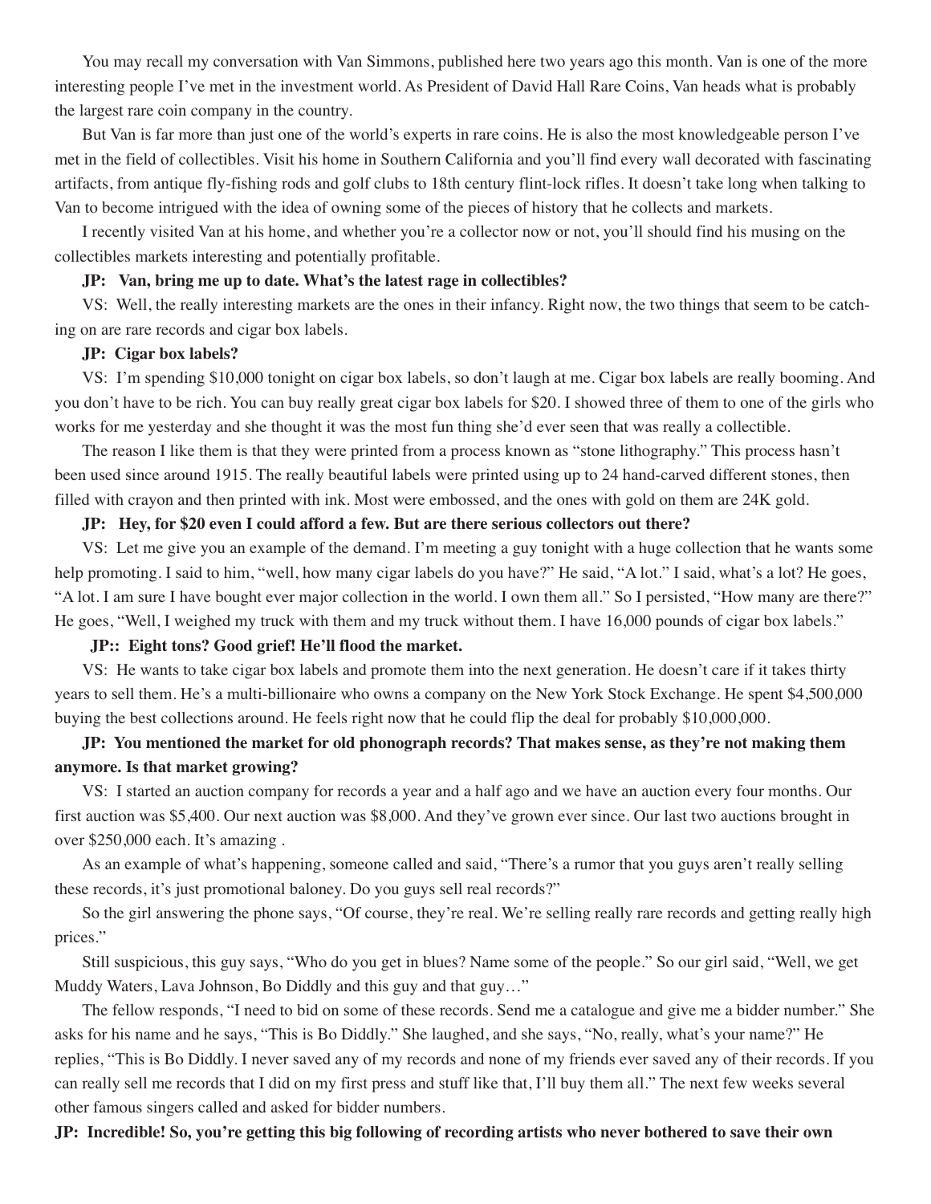You may recall my conversation with Van Simmons, published here two years ago this month. Van is one of the more interesting people I've met in the investment world. As President of David Hall Rare Coins, Van heads what is probably the largest rare coin company in the country.

But Van is far more than just one of the world's experts in rare coins. He is also the most knowledgeable person I've met in the field of collectibles. Visit his home in Southern California and you'll find every wall decorated with fascinating artifacts, from antique fly-fishing rods and golf clubs to 18th century flint-lock rifles. It doesn't take long when talking to Van to become intrigued with the idea of owning some of the pieces of history that he collects and markets.

I recently visited Van at his home, and whether you're a collector now or not, you'll should find his musing on the collectibles markets interesting and potentially profitable.

**JP: Van, bring me up to date. What's the latest rage in collectibles?**

VS: Well, the really interesting markets are the ones in their infancy. Right now, the two things that seem to be catching on are rare records and cigar box labels.

**JP: Cigar box labels?**

VS: I'm spending $10,000 tonight on cigar box labels, so don't laugh at me. Cigar box labels are really booming. And you don't have to be rich. You can buy really great cigar box labels for $20. I showed three of them to one of the girls who works for me yesterday and she thought it was the most fun thing she'd ever seen that was really a collectible.

The reason I like them is that they were printed from a process known as "stone lithography." This process hasn't been used since around 1915. The really beautiful labels were printed using up to 24 hand-carved different stones, then filled with crayon and then printed with ink. Most were embossed, and the ones with gold on them are 24K gold.

**JP: Hey, for $20 even I could afford a few. But are there serious collectors out there?**

VS: Let me give you an example of the demand. I'm meeting a guy tonight with a huge collection that he wants some help promoting. I said to him, "well, how many cigar labels do you have?" He said, "A lot." I said, what's a lot? He goes, "A lot. I am sure I have bought ever major collection in the world. I own them all." So I persisted, "How many are there?" He goes, "Well, I weighed my truck with them and my truck without them. I have 16,000 pounds of cigar box labels."

**JP:: Eight tons? Good grief! He'll flood the market.**

VS: He wants to take cigar box labels and promote them into the next generation. He doesn't care if it takes thirty years to sell them. He's a multi-billionaire who owns a company on the New York Stock Exchange. He spent $4,500,000 buying the best collections around. He feels right now that he could flip the deal for probably $10,000,000.

**JP: You mentioned the market for old phonograph records? That makes sense, as they're not making them anymore. Is that market growing?**

VS: I started an auction company for records a year and a half ago and we have an auction every four months. Our first auction was $5,400. Our next auction was $8,000. And they've grown ever since. Our last two auctions brought in over $250,000 each. It's amazing .

As an example of what's happening, someone called and said, "There's a rumor that you guys aren't really selling these records, it's just promotional baloney. Do you guys sell real records?"

So the girl answering the phone says, "Of course, they're real. We're selling really rare records and getting really high prices."

Still suspicious, this guy says, "Who do you get in blues? Name some of the people." So our girl said, "Well, we get Muddy Waters, Lava Johnson, Bo Diddly and this guy and that guy…"

The fellow responds, "I need to bid on some of these records. Send me a catalogue and give me a bidder number." She asks for his name and he says, "This is Bo Diddly." She laughed, and she says, "No, really, what's your name?" He replies, "This is Bo Diddly. I never saved any of my records and none of my friends ever saved any of their records. If you can really sell me records that I did on my first press and stuff like that, I'll buy them all." The next few weeks several other famous singers called and asked for bidder numbers.

**JP: Incredible! So, you're getting this big following of recording artists who never bothered to save their own**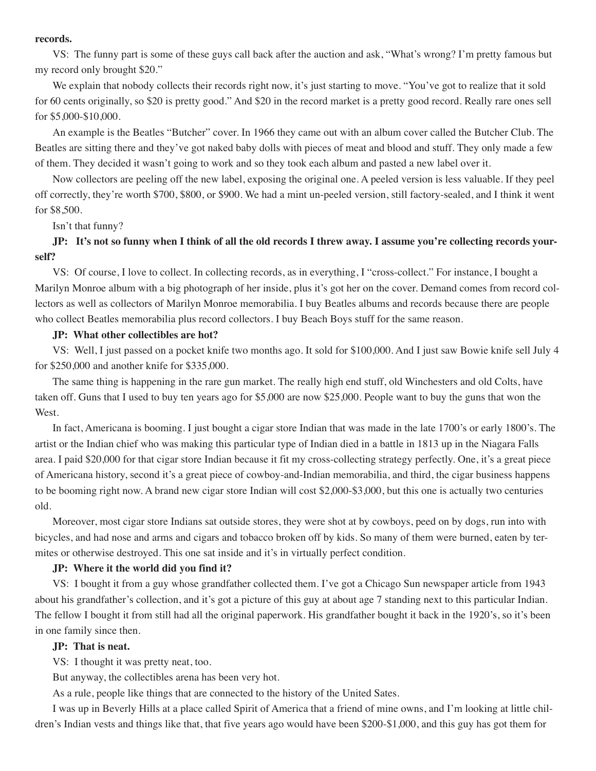**records.**

VS: The funny part is some of these guys call back after the auction and ask, "What's wrong? I'm pretty famous but my record only brought $20."

We explain that nobody collects their records right now, it's just starting to move. "You've got to realize that it sold for 60 cents originally, so $20 is pretty good." And $20 in the record market is a pretty good record. Really rare ones sell for $5,000-$10,000.

An example is the Beatles "Butcher" cover. In 1966 they came out with an album cover called the Butcher Club. The Beatles are sitting there and they've got naked baby dolls with pieces of meat and blood and stuff. They only made a few of them. They decided it wasn't going to work and so they took each album and pasted a new label over it.

Now collectors are peeling off the new label, exposing the original one. A peeled version is less valuable. If they peel off correctly, they're worth $700, $800, or $900. We had a mint un-peeled version, still factory-sealed, and I think it went for $8,500.

Isn't that funny?

**JP: It's not so funny when I think of all the old records I threw away. I assume you're collecting records yourself?**

VS: Of course, I love to collect. In collecting records, as in everything, I "cross-collect." For instance, I bought a Marilyn Monroe album with a big photograph of her inside, plus it's got her on the cover. Demand comes from record collectors as well as collectors of Marilyn Monroe memorabilia. I buy Beatles albums and records because there are people who collect Beatles memorabilia plus record collectors. I buy Beach Boys stuff for the same reason.

**JP: What other collectibles are hot?**

VS: Well, I just passed on a pocket knife two months ago. It sold for $100,000. And I just saw Bowie knife sell July 4 for $250,000 and another knife for $335,000.

The same thing is happening in the rare gun market. The really high end stuff, old Winchesters and old Colts, have taken off. Guns that I used to buy ten years ago for $5,000 are now $25,000. People want to buy the guns that won the West.

In fact, Americana is booming. I just bought a cigar store Indian that was made in the late 1700's or early 1800's. The artist or the Indian chief who was making this particular type of Indian died in a battle in 1813 up in the Niagara Falls area. I paid $20,000 for that cigar store Indian because it fit my cross-collecting strategy perfectly. One, it's a great piece of Americana history, second it's a great piece of cowboy-and-Indian memorabilia, and third, the cigar business happens to be booming right now. A brand new cigar store Indian will cost $2,000-$3,000, but this one is actually two centuries old.

Moreover, most cigar store Indians sat outside stores, they were shot at by cowboys, peed on by dogs, run into with bicycles, and had nose and arms and cigars and tobacco broken off by kids. So many of them were burned, eaten by termites or otherwise destroyed. This one sat inside and it's in virtually perfect condition.

**JP: Where it the world did you find it?**

VS: I bought it from a guy whose grandfather collected them. I've got a Chicago Sun newspaper article from 1943 about his grandfather's collection, and it's got a picture of this guy at about age 7 standing next to this particular Indian. The fellow I bought it from still had all the original paperwork. His grandfather bought it back in the 1920's, so it's been in one family since then.

**JP: That is neat.**

VS: I thought it was pretty neat, too.

But anyway, the collectibles arena has been very hot.

As a rule, people like things that are connected to the history of the United Sates.

I was up in Beverly Hills at a place called Spirit of America that a friend of mine owns, and I'm looking at little children's Indian vests and things like that, that five years ago would have been $200-$1,000, and this guy has got them for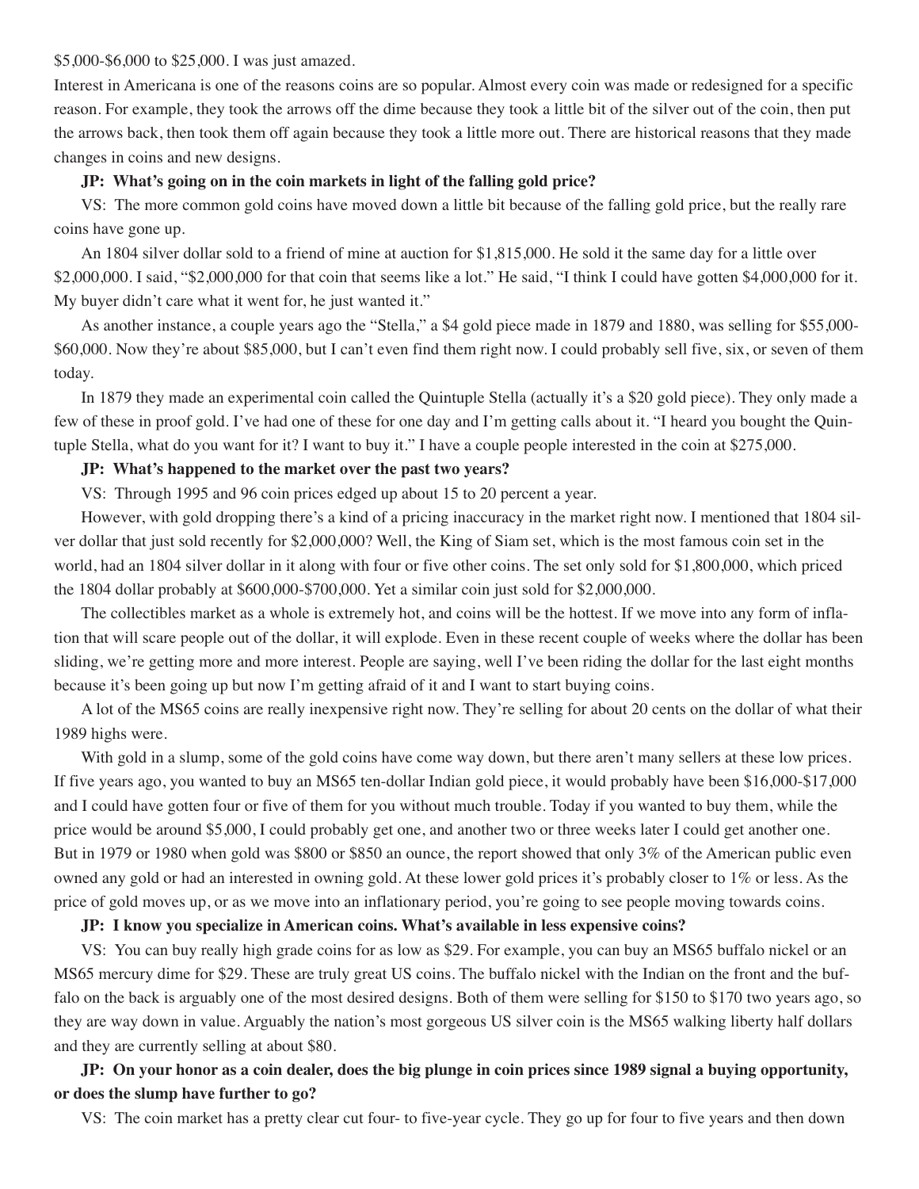$5,000-$6,000 to $25,000. I was just amazed.

Interest in Americana is one of the reasons coins are so popular. Almost every coin was made or redesigned for a specific reason. For example, they took the arrows off the dime because they took a little bit of the silver out of the coin, then put the arrows back, then took them off again because they took a little more out. There are historical reasons that they made changes in coins and new designs.

**JP: What's going on in the coin markets in light of the falling gold price?**

VS: The more common gold coins have moved down a little bit because of the falling gold price, but the really rare coins have gone up.

An 1804 silver dollar sold to a friend of mine at auction for $1,815,000. He sold it the same day for a little over $2,000,000. I said, "$2,000,000 for that coin that seems like a lot." He said, "I think I could have gotten $4,000,000 for it. My buyer didn't care what it went for, he just wanted it."

As another instance, a couple years ago the "Stella," a $4 gold piece made in 1879 and 1880, was selling for $55,000-$60,000. Now they're about $85,000, but I can't even find them right now. I could probably sell five, six, or seven of them today.

In 1879 they made an experimental coin called the Quintuple Stella (actually it's a $20 gold piece). They only made a few of these in proof gold. I've had one of these for one day and I'm getting calls about it. "I heard you bought the Quintuple Stella, what do you want for it? I want to buy it." I have a couple people interested in the coin at $275,000.

**JP: What's happened to the market over the past two years?**

VS: Through 1995 and 96 coin prices edged up about 15 to 20 percent a year.

However, with gold dropping there's a kind of a pricing inaccuracy in the market right now. I mentioned that 1804 silver dollar that just sold recently for $2,000,000? Well, the King of Siam set, which is the most famous coin set in the world, had an 1804 silver dollar in it along with four or five other coins. The set only sold for $1,800,000, which priced the 1804 dollar probably at $600,000-$700,000. Yet a similar coin just sold for $2,000,000.

The collectibles market as a whole is extremely hot, and coins will be the hottest. If we move into any form of inflation that will scare people out of the dollar, it will explode. Even in these recent couple of weeks where the dollar has been sliding, we're getting more and more interest. People are saying, well I've been riding the dollar for the last eight months because it's been going up but now I'm getting afraid of it and I want to start buying coins.

A lot of the MS65 coins are really inexpensive right now. They're selling for about 20 cents on the dollar of what their 1989 highs were.

With gold in a slump, some of the gold coins have come way down, but there aren't many sellers at these low prices. If five years ago, you wanted to buy an MS65 ten-dollar Indian gold piece, it would probably have been $16,000-$17,000 and I could have gotten four or five of them for you without much trouble. Today if you wanted to buy them, while the price would be around $5,000, I could probably get one, and another two or three weeks later I could get another one. But in 1979 or 1980 when gold was $800 or $850 an ounce, the report showed that only 3% of the American public even owned any gold or had an interested in owning gold. At these lower gold prices it's probably closer to 1% or less. As the price of gold moves up, or as we move into an inflationary period, you're going to see people moving towards coins.

**JP: I know you specialize in American coins. What's available in less expensive coins?**

VS: You can buy really high grade coins for as low as $29. For example, you can buy an MS65 buffalo nickel or an MS65 mercury dime for $29. These are truly great US coins. The buffalo nickel with the Indian on the front and the buffalo on the back is arguably one of the most desired designs. Both of them were selling for $150 to $170 two years ago, so they are way down in value. Arguably the nation's most gorgeous US silver coin is the MS65 walking liberty half dollars and they are currently selling at about $80.

**JP: On your honor as a coin dealer, does the big plunge in coin prices since 1989 signal a buying opportunity, or does the slump have further to go?**

VS: The coin market has a pretty clear cut four- to five-year cycle. They go up for four to five years and then down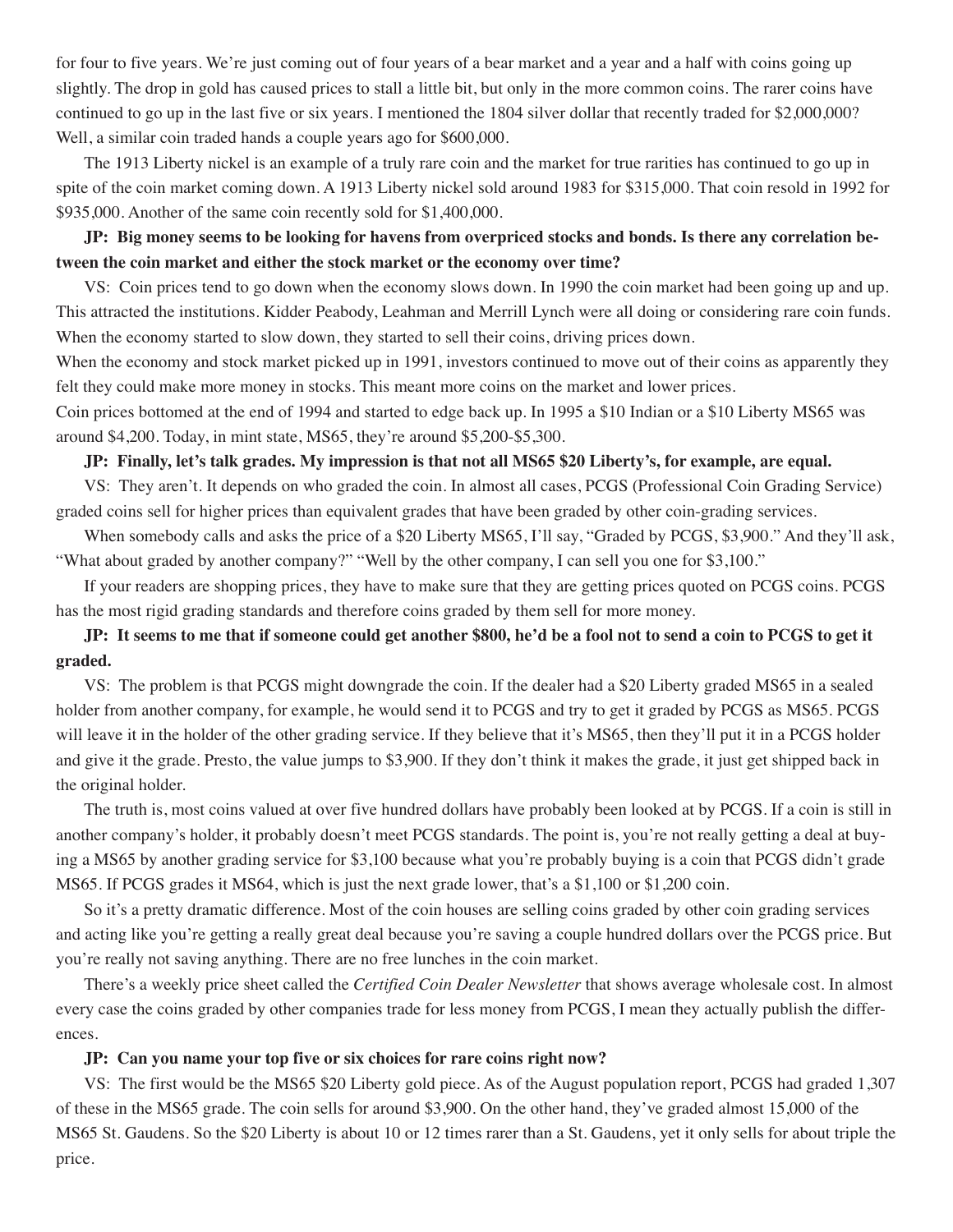for four to five years. We're just coming out of four years of a bear market and a year and a half with coins going up slightly. The drop in gold has caused prices to stall a little bit, but only in the more common coins. The rarer coins have continued to go up in the last five or six years. I mentioned the 1804 silver dollar that recently traded for $2,000,000? Well, a similar coin traded hands a couple years ago for $600,000.

The 1913 Liberty nickel is an example of a truly rare coin and the market for true rarities has continued to go up in spite of the coin market coming down. A 1913 Liberty nickel sold around 1983 for $315,000. That coin resold in 1992 for $935,000. Another of the same coin recently sold for $1,400,000.

**JP: Big money seems to be looking for havens from overpriced stocks and bonds. Is there any correlation between the coin market and either the stock market or the economy over time?**

VS: Coin prices tend to go down when the economy slows down. In 1990 the coin market had been going up and up. This attracted the institutions. Kidder Peabody, Leahman and Merrill Lynch were all doing or considering rare coin funds. When the economy started to slow down, they started to sell their coins, driving prices down.

When the economy and stock market picked up in 1991, investors continued to move out of their coins as apparently they felt they could make more money in stocks. This meant more coins on the market and lower prices.

Coin prices bottomed at the end of 1994 and started to edge back up. In 1995 a $10 Indian or a $10 Liberty MS65 was around $4,200. Today, in mint state, MS65, they're around $5,200-$5,300.

**JP: Finally, let's talk grades. My impression is that not all MS65 $20 Liberty's, for example, are equal.**

VS: They aren't. It depends on who graded the coin. In almost all cases, PCGS (Professional Coin Grading Service) graded coins sell for higher prices than equivalent grades that have been graded by other coin-grading services.

When somebody calls and asks the price of a $20 Liberty MS65, I'll say, "Graded by PCGS, $3,900." And they'll ask, "What about graded by another company?" "Well by the other company, I can sell you one for $3,100."

If your readers are shopping prices, they have to make sure that they are getting prices quoted on PCGS coins. PCGS has the most rigid grading standards and therefore coins graded by them sell for more money.

**JP: It seems to me that if someone could get another $800, he'd be a fool not to send a coin to PCGS to get it graded.**

VS: The problem is that PCGS might downgrade the coin. If the dealer had a $20 Liberty graded MS65 in a sealed holder from another company, for example, he would send it to PCGS and try to get it graded by PCGS as MS65. PCGS will leave it in the holder of the other grading service. If they believe that it's MS65, then they'll put it in a PCGS holder and give it the grade. Presto, the value jumps to $3,900. If they don't think it makes the grade, it just get shipped back in the original holder.

The truth is, most coins valued at over five hundred dollars have probably been looked at by PCGS. If a coin is still in another company's holder, it probably doesn't meet PCGS standards. The point is, you're not really getting a deal at buying a MS65 by another grading service for $3,100 because what you're probably buying is a coin that PCGS didn't grade MS65. If PCGS grades it MS64, which is just the next grade lower, that's a $1,100 or $1,200 coin.

So it's a pretty dramatic difference. Most of the coin houses are selling coins graded by other coin grading services and acting like you're getting a really great deal because you're saving a couple hundred dollars over the PCGS price. But you're really not saving anything. There are no free lunches in the coin market.

There's a weekly price sheet called the *Certified Coin Dealer Newsletter* that shows average wholesale cost. In almost every case the coins graded by other companies trade for less money from PCGS, I mean they actually publish the differences.

**JP: Can you name your top five or six choices for rare coins right now?**

VS: The first would be the MS65 $20 Liberty gold piece. As of the August population report, PCGS had graded 1,307 of these in the MS65 grade. The coin sells for around $3,900. On the other hand, they've graded almost 15,000 of the MS65 St. Gaudens. So the $20 Liberty is about 10 or 12 times rarer than a St. Gaudens, yet it only sells for about triple the price.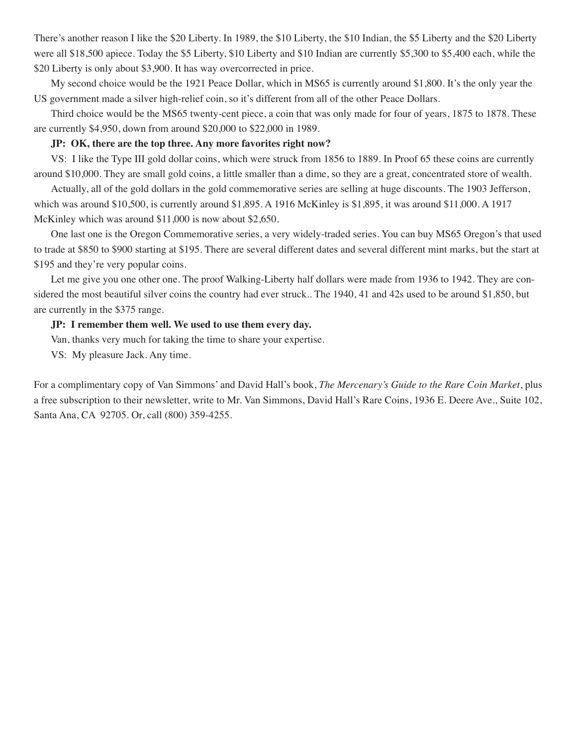There's another reason I like the $20 Liberty. In 1989, the $10 Liberty, the $10 Indian, the $5 Liberty and the $20 Liberty were all $18,500 apiece. Today the $5 Liberty, $10 Liberty and $10 Indian are currently $5,300 to $5,400 each, while the $20 Liberty is only about $3,900. It has way overcorrected in price.

My second choice would be the 1921 Peace Dollar, which in MS65 is currently around $1,800. It's the only year the US government made a silver high-relief coin, so it's different from all of the other Peace Dollars.

Third choice would be the MS65 twenty-cent piece, a coin that was only made for four of years, 1875 to 1878. These are currently $4,950, down from around $20,000 to $22,000 in 1989.

**JP: OK, there are the top three. Any more favorites right now?**

VS: I like the Type III gold dollar coins, which were struck from 1856 to 1889. In Proof 65 these coins are currently around $10,000. They are small gold coins, a little smaller than a dime, so they are a great, concentrated store of wealth.

Actually, all of the gold dollars in the gold commemorative series are selling at huge discounts. The 1903 Jefferson, which was around $10,500, is currently around $1,895. A 1916 McKinley is $1,895, it was around $11,000. A 1917 McKinley which was around $11,000 is now about $2,650.

One last one is the Oregon Commemorative series, a very widely-traded series. You can buy MS65 Oregon's that used to trade at $850 to $900 starting at $195. There are several different dates and several different mint marks, but the start at $195 and they're very popular coins.

Let me give you one other one. The proof Walking-Liberty half dollars were made from 1936 to 1942. They are considered the most beautiful silver coins the country had ever struck.. The 1940, 41 and 42s used to be around $1,850, but are currently in the $375 range.

**JP: I remember them well. We used to use them every day.**

Van, thanks very much for taking the time to share your expertise.

VS: My pleasure Jack. Any time.

For a complimentary copy of Van Simmons' and David Hall's book, *The Mercenary's Guide to the Rare Coin Market*, plus a free subscription to their newsletter, write to Mr. Van Simmons, David Hall's Rare Coins, 1936 E. Deere Ave., Suite 102, Santa Ana, CA 92705. Or, call (800) 359-4255.